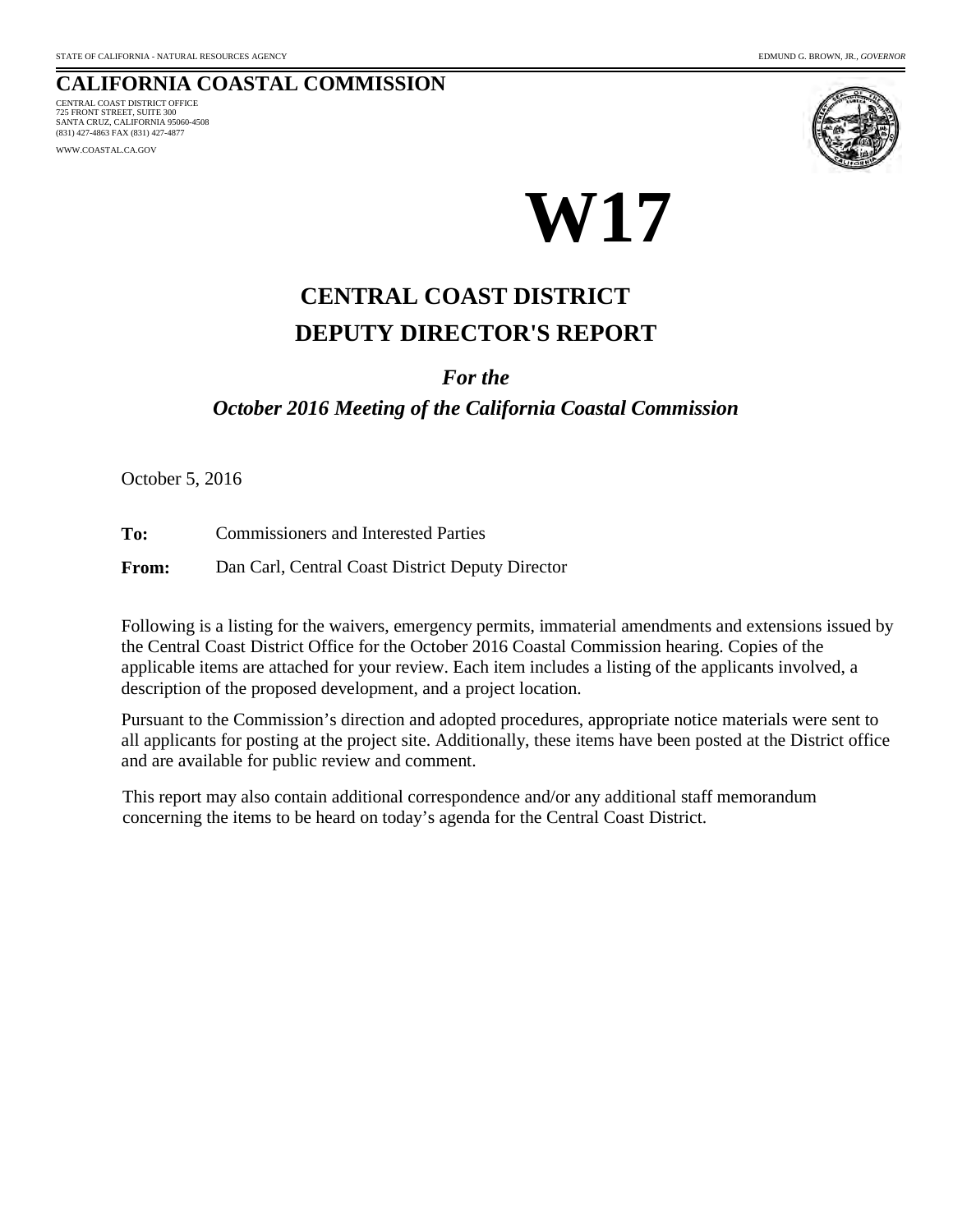STATE OF CALIFORNIA - NATURAL RESOURCES AGENCY

EDMUND G. BROWN, JR., *GOVERNOR*

# CALIFORNIA COASTAL COMMISSION

CENTRAL COAST DISTRICT OFFICE
725 FRONT STREET, SUITE 300
SANTA CRUZ, CALIFORNIA 95060-4508
(831) 427-4863 FAX (831) 427-4877

WWW.COASTAL.CA.GOV

# W17

## CENTRAL COAST DISTRICT
## DEPUTY DIRECTOR'S REPORT

***For the***

***October 2016 Meeting of the California Coastal Commission***

October 5, 2016

**To:** Commissioners and Interested Parties

**From:** Dan Carl, Central Coast District Deputy Director

Following is a listing for the waivers, emergency permits, immaterial amendments and extensions issued by the Central Coast District Office for the October 2016 Coastal Commission hearing. Copies of the applicable items are attached for your review. Each item includes a listing of the applicants involved, a description of the proposed development, and a project location.

Pursuant to the Commission's direction and adopted procedures, appropriate notice materials were sent to all applicants for posting at the project site. Additionally, these items have been posted at the District office and are available for public review and comment.

This report may also contain additional correspondence and/or any additional staff memorandum concerning the items to be heard on today's agenda for the Central Coast District.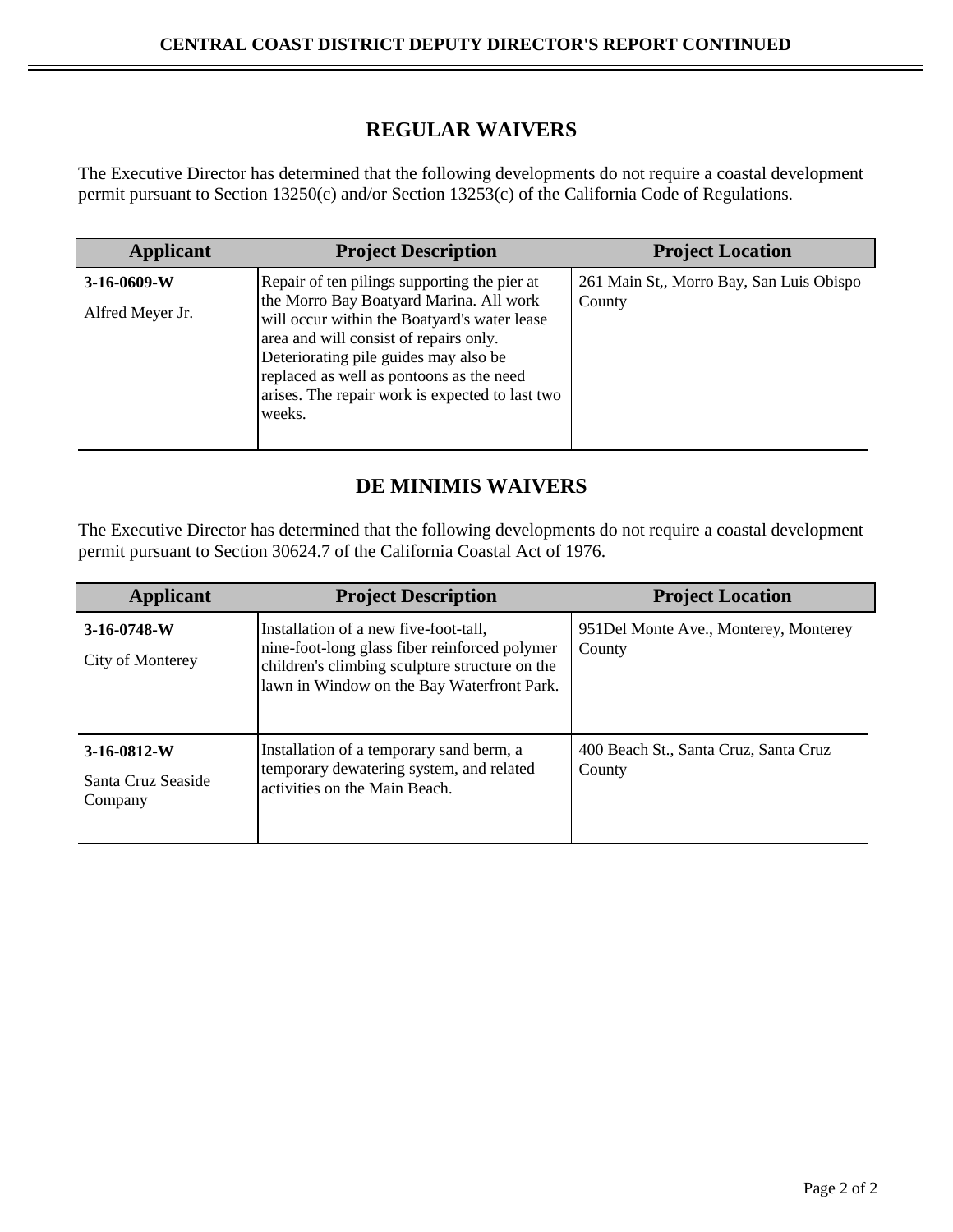## REGULAR WAIVERS

The Executive Director has determined that the following developments do not require a coastal development permit pursuant to Section 13250(c) and/or Section 13253(c) of the California Code of Regulations.

| Applicant | Project Description | Project Location |
| --- | --- | --- |
| **3-16-0609-W**<br>Alfred Meyer Jr. | Repair of ten pilings supporting the pier at the Morro Bay Boatyard Marina. All work will occur within the Boatyard's water lease area and will consist of repairs only. Deteriorating pile guides may also be replaced as well as pontoons as the need arises. The repair work is expected to last two weeks. | 261 Main St,, Morro Bay, San Luis Obispo County |

## DE MINIMIS WAIVERS

The Executive Director has determined that the following developments do not require a coastal development permit pursuant to Section 30624.7 of the California Coastal Act of 1976.

| Applicant | Project Description | Project Location |
| --- | --- | --- |
| **3-16-0748-W**<br>City of Monterey | Installation of a new five-foot-tall, nine-foot-long glass fiber reinforced polymer children's climbing sculpture structure on the lawn in Window on the Bay Waterfront Park. | 951Del Monte Ave., Monterey, Monterey County |
| **3-16-0812-W**<br>Santa Cruz Seaside Company | Installation of a temporary sand berm, a temporary dewatering system, and related activities on the Main Beach. | 400 Beach St., Santa Cruz, Santa Cruz County |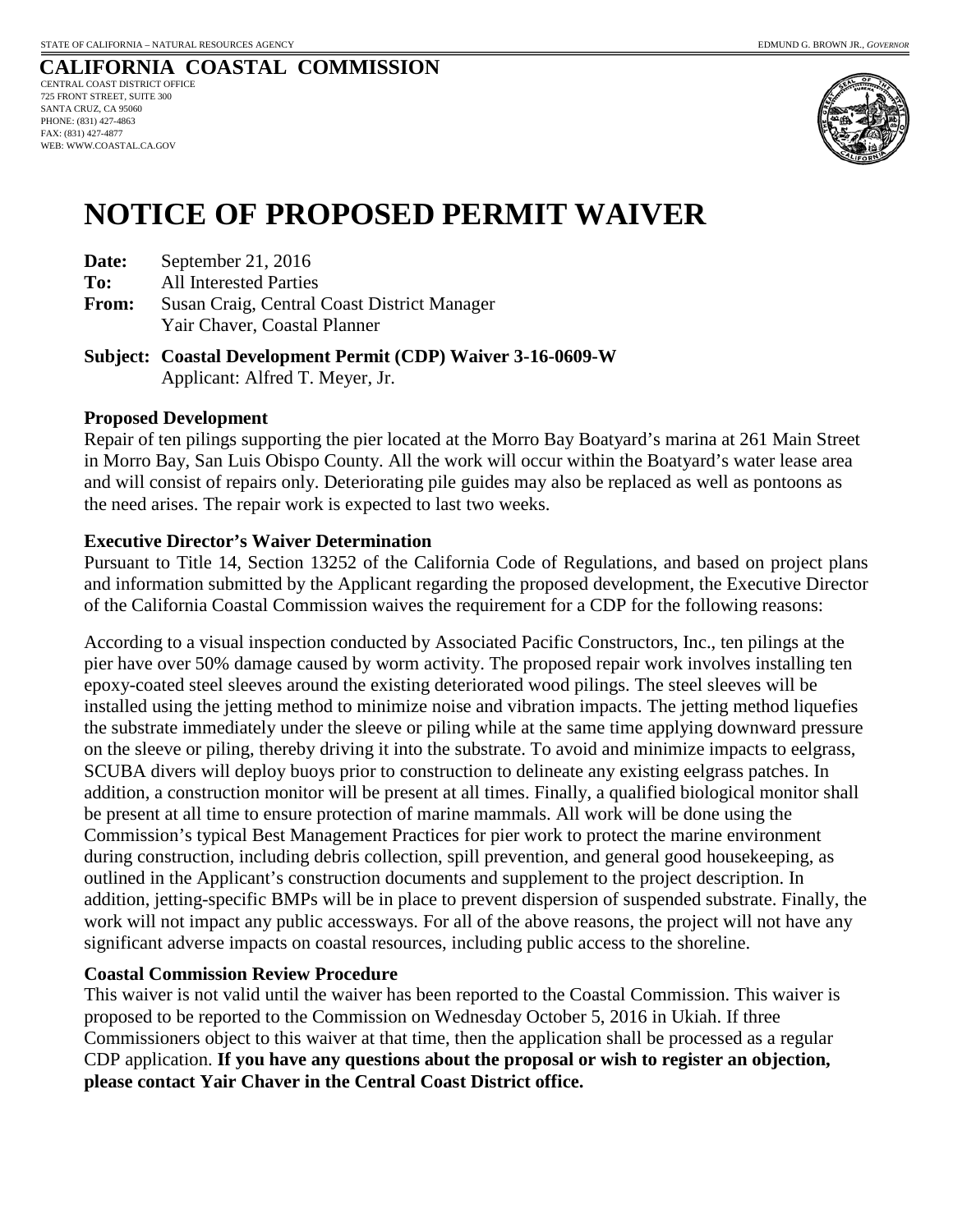STATE OF CALIFORNIA – NATURAL RESOURCES AGENCY

EDMUND G. BROWN JR., *GOVERNOR*

**CALIFORNIA COASTAL COMMISSION**

CENTRAL COAST DISTRICT OFFICE
725 FRONT STREET, SUITE 300
SANTA CRUZ, CA 95060
PHONE: (831) 427-4863
FAX: (831) 427-4877
WEB: WWW.COASTAL.CA.GOV

# NOTICE OF PROPOSED PERMIT WAIVER

**Date:** September 21, 2016
**To:** All Interested Parties
**From:** Susan Craig, Central Coast District Manager
Yair Chaver, Coastal Planner

**Subject: Coastal Development Permit (CDP) Waiver 3-16-0609-W**
Applicant: Alfred T. Meyer, Jr.

### Proposed Development

Repair of ten pilings supporting the pier located at the Morro Bay Boatyard's marina at 261 Main Street in Morro Bay, San Luis Obispo County. All the work will occur within the Boatyard's water lease area and will consist of repairs only. Deteriorating pile guides may also be replaced as well as pontoons as the need arises. The repair work is expected to last two weeks.

### Executive Director's Waiver Determination

Pursuant to Title 14, Section 13252 of the California Code of Regulations, and based on project plans and information submitted by the Applicant regarding the proposed development, the Executive Director of the California Coastal Commission waives the requirement for a CDP for the following reasons:

According to a visual inspection conducted by Associated Pacific Constructors, Inc., ten pilings at the pier have over 50% damage caused by worm activity. The proposed repair work involves installing ten epoxy-coated steel sleeves around the existing deteriorated wood pilings. The steel sleeves will be installed using the jetting method to minimize noise and vibration impacts. The jetting method liquefies the substrate immediately under the sleeve or piling while at the same time applying downward pressure on the sleeve or piling, thereby driving it into the substrate. To avoid and minimize impacts to eelgrass, SCUBA divers will deploy buoys prior to construction to delineate any existing eelgrass patches. In addition, a construction monitor will be present at all times. Finally, a qualified biological monitor shall be present at all time to ensure protection of marine mammals. All work will be done using the Commission's typical Best Management Practices for pier work to protect the marine environment during construction, including debris collection, spill prevention, and general good housekeeping, as outlined in the Applicant's construction documents and supplement to the project description. In addition, jetting-specific BMPs will be in place to prevent dispersion of suspended substrate. Finally, the work will not impact any public accessways. For all of the above reasons, the project will not have any significant adverse impacts on coastal resources, including public access to the shoreline.

### Coastal Commission Review Procedure

This waiver is not valid until the waiver has been reported to the Coastal Commission. This waiver is proposed to be reported to the Commission on Wednesday October 5, 2016 in Ukiah. If three Commissioners object to this waiver at that time, then the application shall be processed as a regular CDP application. **If you have any questions about the proposal or wish to register an objection, please contact Yair Chaver in the Central Coast District office.**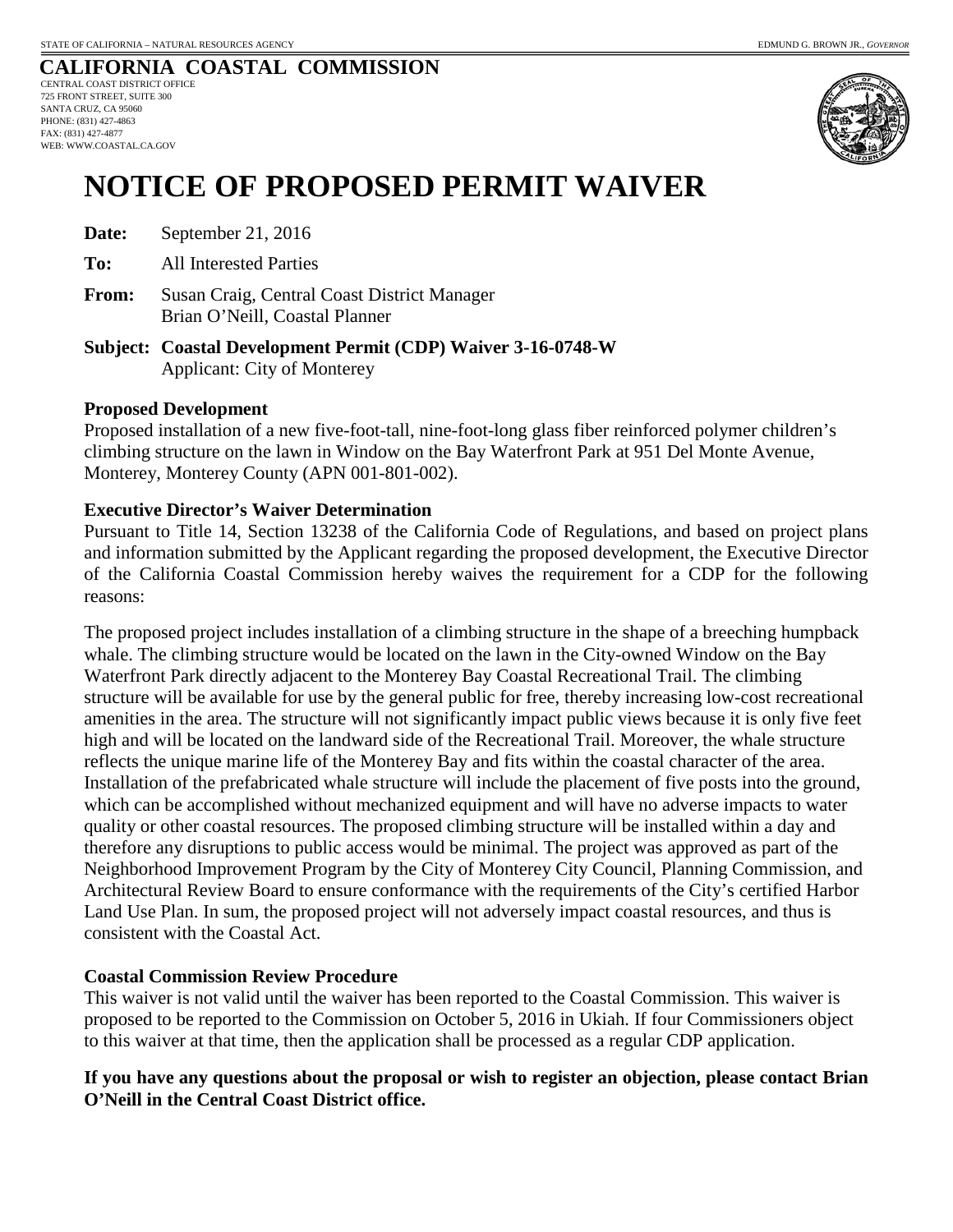STATE OF CALIFORNIA – NATURAL RESOURCES AGENCY

EDMUND G. BROWN JR., *GOVERNOR*

## CALIFORNIA COASTAL COMMISSION

CENTRAL COAST DISTRICT OFFICE
725 FRONT STREET, SUITE 300
SANTA CRUZ, CA 95060
PHONE: (831) 427-4863
FAX: (831) 427-4877
WEB: WWW.COASTAL.CA.GOV

# NOTICE OF PROPOSED PERMIT WAIVER

**Date:** September 21, 2016

**To:** All Interested Parties

**From:** Susan Craig, Central Coast District Manager
Brian O'Neill, Coastal Planner

**Subject: Coastal Development Permit (CDP) Waiver 3-16-0748-W**
Applicant: City of Monterey

**Proposed Development**

Proposed installation of a new five-foot-tall, nine-foot-long glass fiber reinforced polymer children's climbing structure on the lawn in Window on the Bay Waterfront Park at 951 Del Monte Avenue, Monterey, Monterey County (APN 001-801-002).

**Executive Director's Waiver Determination**

Pursuant to Title 14, Section 13238 of the California Code of Regulations, and based on project plans and information submitted by the Applicant regarding the proposed development, the Executive Director of the California Coastal Commission hereby waives the requirement for a CDP for the following reasons:

The proposed project includes installation of a climbing structure in the shape of a breeching humpback whale. The climbing structure would be located on the lawn in the City-owned Window on the Bay Waterfront Park directly adjacent to the Monterey Bay Coastal Recreational Trail. The climbing structure will be available for use by the general public for free, thereby increasing low-cost recreational amenities in the area. The structure will not significantly impact public views because it is only five feet high and will be located on the landward side of the Recreational Trail. Moreover, the whale structure reflects the unique marine life of the Monterey Bay and fits within the coastal character of the area. Installation of the prefabricated whale structure will include the placement of five posts into the ground, which can be accomplished without mechanized equipment and will have no adverse impacts to water quality or other coastal resources. The proposed climbing structure will be installed within a day and therefore any disruptions to public access would be minimal. The project was approved as part of the Neighborhood Improvement Program by the City of Monterey City Council, Planning Commission, and Architectural Review Board to ensure conformance with the requirements of the City's certified Harbor Land Use Plan. In sum, the proposed project will not adversely impact coastal resources, and thus is consistent with the Coastal Act.

**Coastal Commission Review Procedure**

This waiver is not valid until the waiver has been reported to the Coastal Commission. This waiver is proposed to be reported to the Commission on October 5, 2016 in Ukiah. If four Commissioners object to this waiver at that time, then the application shall be processed as a regular CDP application.

**If you have any questions about the proposal or wish to register an objection, please contact Brian O'Neill in the Central Coast District office.**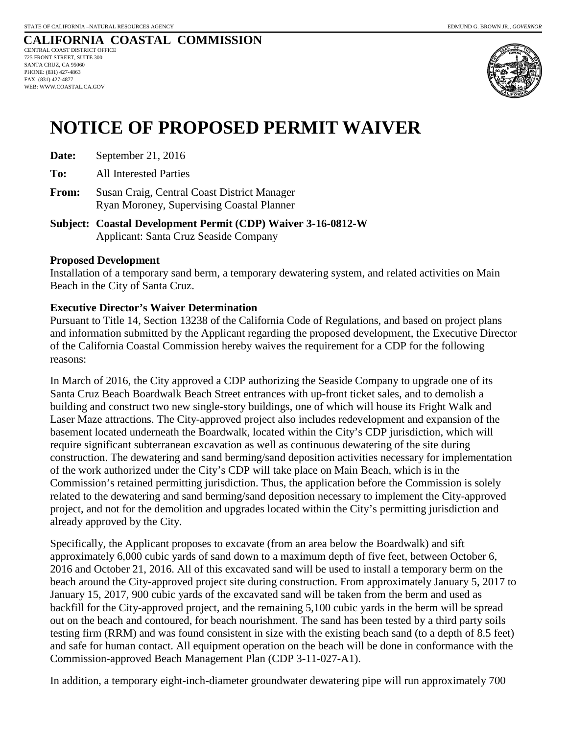STATE OF CALIFORNIA –NATURAL RESOURCES AGENCY

EDMUND G. BROWN JR., *GOVERNOR*

**CALIFORNIA COASTAL COMMISSION**

CENTRAL COAST DISTRICT OFFICE
725 FRONT STREET, SUITE 300
SANTA CRUZ, CA 95060
PHONE: (831) 427-4863
FAX: (831) 427-4877
WEB: WWW.COASTAL.CA.GOV

# NOTICE OF PROPOSED PERMIT WAIVER

**Date:** September 21, 2016

**To:** All Interested Parties

**From:** Susan Craig, Central Coast District Manager
Ryan Moroney, Supervising Coastal Planner

**Subject: Coastal Development Permit (CDP) Waiver 3-16-0812-W**
Applicant: Santa Cruz Seaside Company

**Proposed Development**

Installation of a temporary sand berm, a temporary dewatering system, and related activities on Main Beach in the City of Santa Cruz.

**Executive Director's Waiver Determination**

Pursuant to Title 14, Section 13238 of the California Code of Regulations, and based on project plans and information submitted by the Applicant regarding the proposed development, the Executive Director of the California Coastal Commission hereby waives the requirement for a CDP for the following reasons:

In March of 2016, the City approved a CDP authorizing the Seaside Company to upgrade one of its Santa Cruz Beach Boardwalk Beach Street entrances with up-front ticket sales, and to demolish a building and construct two new single-story buildings, one of which will house its Fright Walk and Laser Maze attractions. The City-approved project also includes redevelopment and expansion of the basement located underneath the Boardwalk, located within the City's CDP jurisdiction, which will require significant subterranean excavation as well as continuous dewatering of the site during construction. The dewatering and sand berming/sand deposition activities necessary for implementation of the work authorized under the City's CDP will take place on Main Beach, which is in the Commission's retained permitting jurisdiction. Thus, the application before the Commission is solely related to the dewatering and sand berming/sand deposition necessary to implement the City-approved project, and not for the demolition and upgrades located within the City's permitting jurisdiction and already approved by the City.

Specifically, the Applicant proposes to excavate (from an area below the Boardwalk) and sift approximately 6,000 cubic yards of sand down to a maximum depth of five feet, between October 6, 2016 and October 21, 2016. All of this excavated sand will be used to install a temporary berm on the beach around the City-approved project site during construction. From approximately January 5, 2017 to January 15, 2017, 900 cubic yards of the excavated sand will be taken from the berm and used as backfill for the City-approved project, and the remaining 5,100 cubic yards in the berm will be spread out on the beach and contoured, for beach nourishment. The sand has been tested by a third party soils testing firm (RRM) and was found consistent in size with the existing beach sand (to a depth of 8.5 feet) and safe for human contact. All equipment operation on the beach will be done in conformance with the Commission-approved Beach Management Plan (CDP 3-11-027-A1).

In addition, a temporary eight-inch-diameter groundwater dewatering pipe will run approximately 700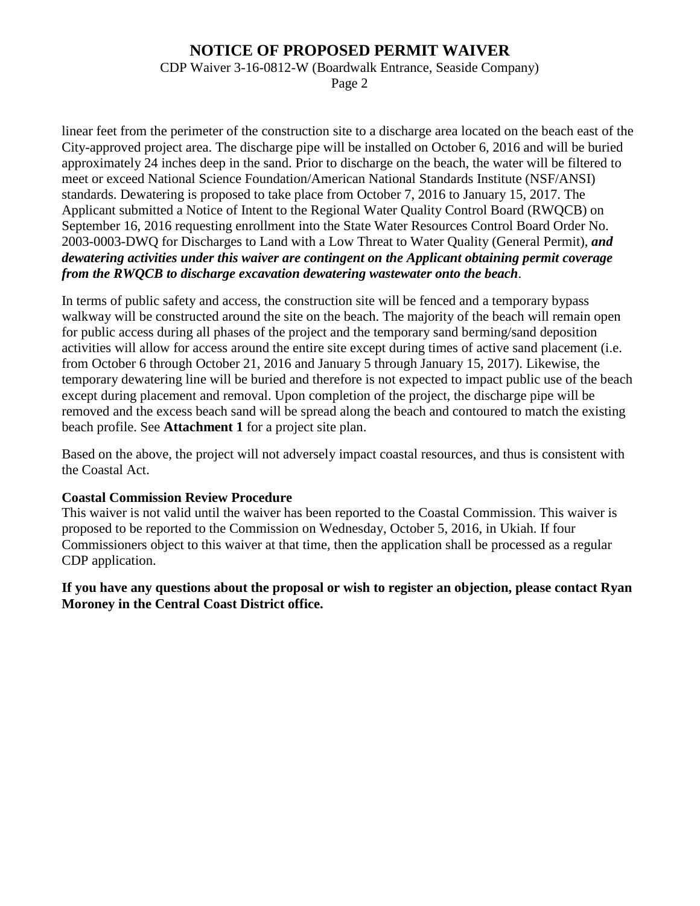linear feet from the perimeter of the construction site to a discharge area located on the beach east of the City-approved project area. The discharge pipe will be installed on October 6, 2016 and will be buried approximately 24 inches deep in the sand. Prior to discharge on the beach, the water will be filtered to meet or exceed National Science Foundation/American National Standards Institute (NSF/ANSI) standards. Dewatering is proposed to take place from October 7, 2016 to January 15, 2017. The Applicant submitted a Notice of Intent to the Regional Water Quality Control Board (RWQCB) on September 16, 2016 requesting enrollment into the State Water Resources Control Board Order No. 2003-0003-DWQ for Discharges to Land with a Low Threat to Water Quality (General Permit), ***and dewatering activities under this waiver are contingent on the Applicant obtaining permit coverage from the RWQCB to discharge excavation dewatering wastewater onto the beach***.

In terms of public safety and access, the construction site will be fenced and a temporary bypass walkway will be constructed around the site on the beach. The majority of the beach will remain open for public access during all phases of the project and the temporary sand berming/sand deposition activities will allow for access around the entire site except during times of active sand placement (i.e. from October 6 through October 21, 2016 and January 5 through January 15, 2017). Likewise, the temporary dewatering line will be buried and therefore is not expected to impact public use of the beach except during placement and removal. Upon completion of the project, the discharge pipe will be removed and the excess beach sand will be spread along the beach and contoured to match the existing beach profile. See **Attachment 1** for a project site plan.

Based on the above, the project will not adversely impact coastal resources, and thus is consistent with the Coastal Act.

**Coastal Commission Review Procedure**

This waiver is not valid until the waiver has been reported to the Coastal Commission. This waiver is proposed to be reported to the Commission on Wednesday, October 5, 2016, in Ukiah. If four Commissioners object to this waiver at that time, then the application shall be processed as a regular CDP application.

**If you have any questions about the proposal or wish to register an objection, please contact Ryan Moroney in the Central Coast District office.**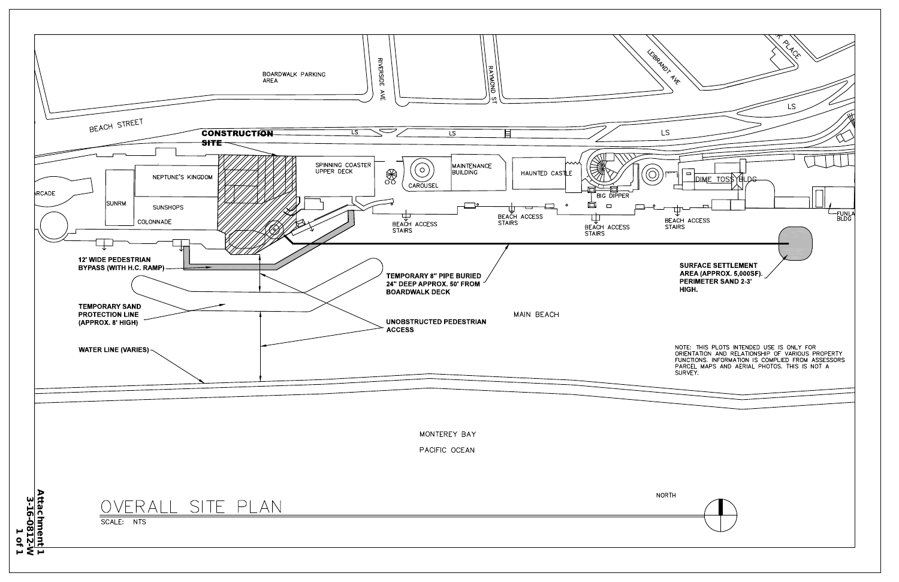BOARDWALK PARKING AREA

RIVERSIDE AVE

RAYMOND ST

LEIBRANDT AVE

BEACH STREET

LS

LS

LS

LS

**CONSTRUCTION SITE**

ARCADE

SUNRM

NEPTUNE'S KINGDOM

SUNSHOPS

COLONNADE

SPINNING COASTER UPPER DECK

CAROUSEL

MAINTENANCE BUILDING

HAUNTED CASTLE

BIG DIPPER

DIME TOSS BLDG

FUNLA BLDG

BEACH ACCESS STAIRS

BEACH ACCESS STAIRS

BEACH ACCESS STAIRS

BEACH ACCESS STAIRS

**12' WIDE PEDESTRIAN BYPASS (WITH H.C. RAMP)**

**TEMPORARY 8" PIPE BURIED 24" DEEP APPROX. 50' FROM BOARDWALK DECK**

**SURFACE SETTLEMENT AREA (APPROX. 5,000SF). PERIMETER SAND 2-3' HIGH.**

**TEMPORARY SAND PROTECTION LINE (APPROX. 8' HIGH)**

**UNOBSTRUCTED PEDESTRIAN ACCESS**

MAIN BEACH

**WATER LINE (VARIES)**

NOTE: THIS PLOTS INTENDED USE IS ONLY FOR ORIENTATION AND RELATIONSHIP OF VARIOUS PROPERTY FUNCTIONS. INFORMATION IS COMPLIED FROM ASSESSORS PARCEL MAPS AND AERIAL PHOTOS. THIS IS NOT A SURVEY.

MONTEREY BAY

PACIFIC OCEAN

# OVERALL SITE PLAN

SCALE: NTS

NORTH

**Attachment 1**
**3-16-0812-W**